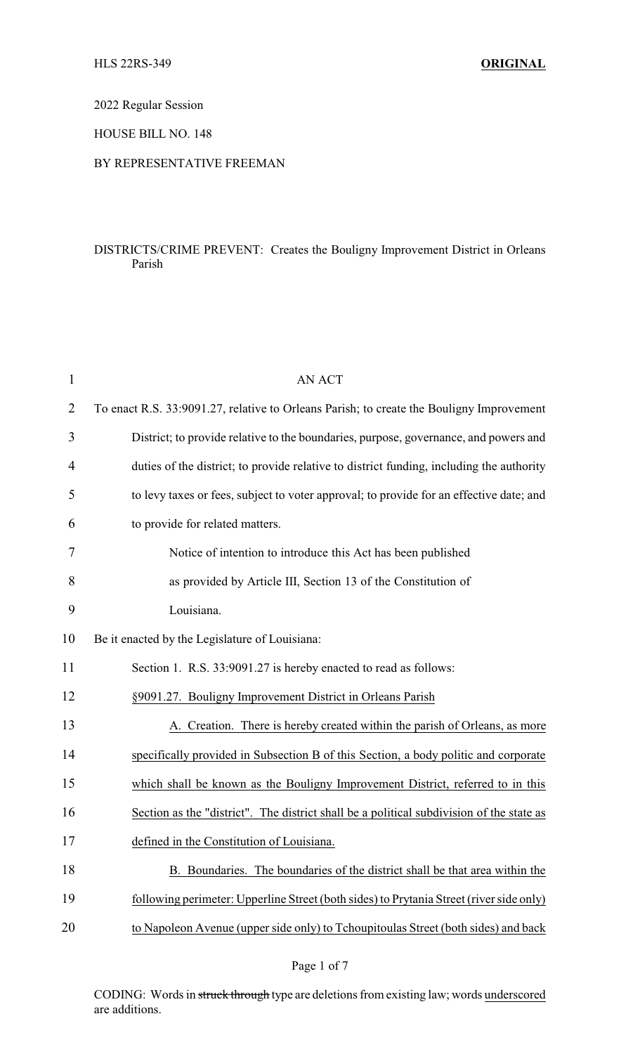HLS 22RS-349 **ORIGINAL**

2022 Regular Session

HOUSE BILL NO. 148

BY REPRESENTATIVE FREEMAN

DISTRICTS/CRIME PREVENT: Creates the Bouligny Improvement District in Orleans Parish

AN ACT

To enact R.S. 33:9091.27, relative to Orleans Parish; to create the Bouligny Improvement District; to provide relative to the boundaries, purpose, governance, and powers and duties of the district; to provide relative to district funding, including the authority to levy taxes or fees, subject to voter approval; to provide for an effective date; and to provide for related matters.

Notice of intention to introduce this Act has been published as provided by Article III, Section 13 of the Constitution of Louisiana.

Be it enacted by the Legislature of Louisiana:

Section 1. R.S. 33:9091.27 is hereby enacted to read as follows:

§9091.27. Bouligny Improvement District in Orleans Parish

A. Creation. There is hereby created within the parish of Orleans, as more specifically provided in Subsection B of this Section, a body politic and corporate which shall be known as the Bouligny Improvement District, referred to in this Section as the "district". The district shall be a political subdivision of the state as defined in the Constitution of Louisiana.

B. Boundaries. The boundaries of the district shall be that area within the following perimeter: Upperline Street (both sides) to Prytania Street (river side only) to Napoleon Avenue (upper side only) to Tchoupitoulas Street (both sides) and back

CODING: Words in ~~struck through~~ type are deletions from existing law; words underscored are additions.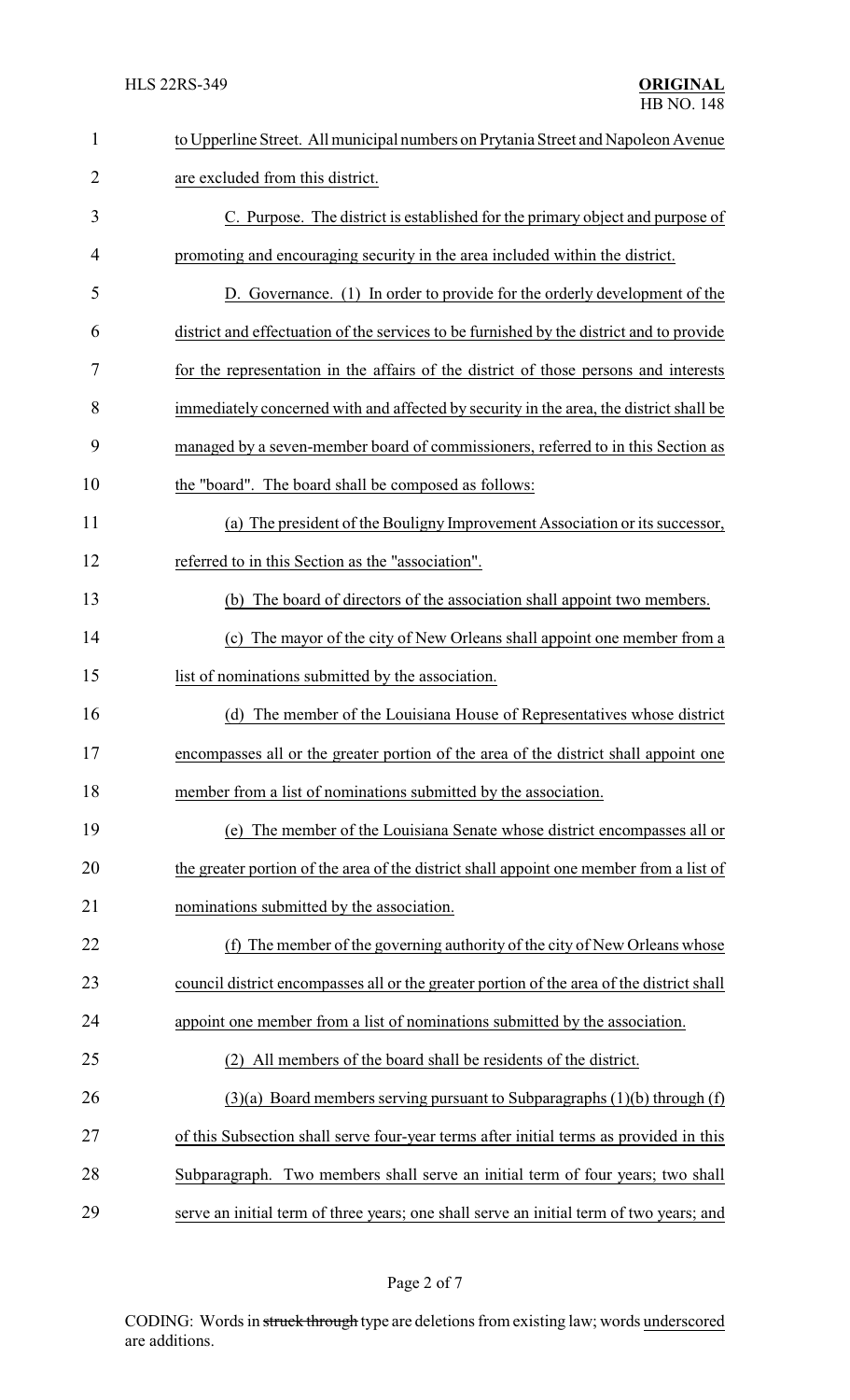to Upperline Street. All municipal numbers on Prytania Street and Napoleon Avenue are excluded from this district.

C. Purpose. The district is established for the primary object and purpose of promoting and encouraging security in the area included within the district.

D. Governance. (1) In order to provide for the orderly development of the district and effectuation of the services to be furnished by the district and to provide for the representation in the affairs of the district of those persons and interests immediately concerned with and affected by security in the area, the district shall be managed by a seven-member board of commissioners, referred to in this Section as the "board". The board shall be composed as follows:

(a) The president of the Bouligny Improvement Association or its successor, referred to in this Section as the "association".

(b) The board of directors of the association shall appoint two members.

(c) The mayor of the city of New Orleans shall appoint one member from a list of nominations submitted by the association.

(d) The member of the Louisiana House of Representatives whose district encompasses all or the greater portion of the area of the district shall appoint one member from a list of nominations submitted by the association.

(e) The member of the Louisiana Senate whose district encompasses all or the greater portion of the area of the district shall appoint one member from a list of nominations submitted by the association.

(f) The member of the governing authority of the city of New Orleans whose council district encompasses all or the greater portion of the area of the district shall appoint one member from a list of nominations submitted by the association.

(2) All members of the board shall be residents of the district.

(3)(a) Board members serving pursuant to Subparagraphs (1)(b) through (f) of this Subsection shall serve four-year terms after initial terms as provided in this Subparagraph. Two members shall serve an initial term of four years; two shall serve an initial term of three years; one shall serve an initial term of two years; and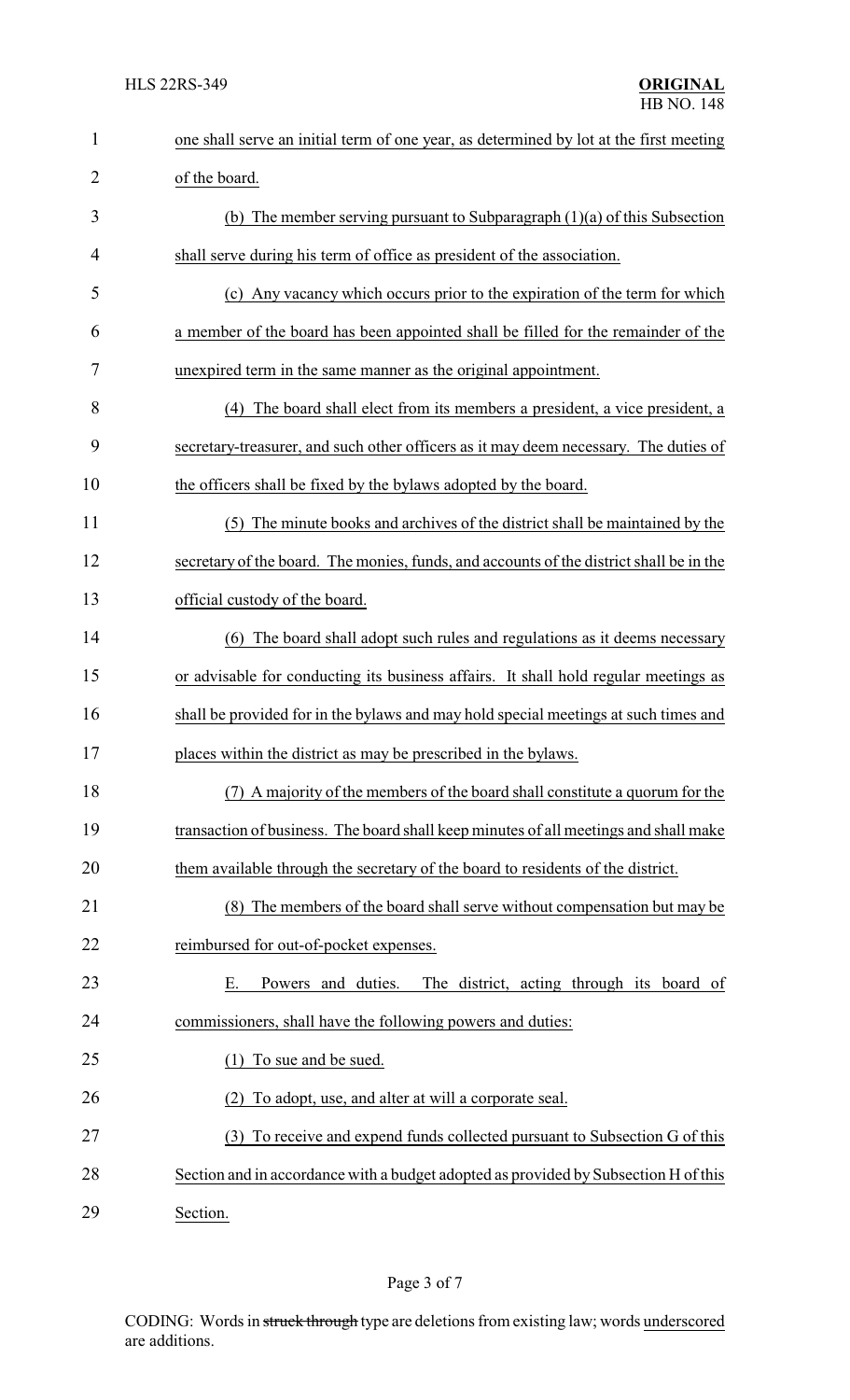one shall serve an initial term of one year, as determined by lot at the first meeting of the board.

(b) The member serving pursuant to Subparagraph (1)(a) of this Subsection shall serve during his term of office as president of the association.

(c) Any vacancy which occurs prior to the expiration of the term for which a member of the board has been appointed shall be filled for the remainder of the unexpired term in the same manner as the original appointment.

(4) The board shall elect from its members a president, a vice president, a secretary-treasurer, and such other officers as it may deem necessary. The duties of the officers shall be fixed by the bylaws adopted by the board.

(5) The minute books and archives of the district shall be maintained by the secretary of the board. The monies, funds, and accounts of the district shall be in the official custody of the board.

(6) The board shall adopt such rules and regulations as it deems necessary or advisable for conducting its business affairs. It shall hold regular meetings as shall be provided for in the bylaws and may hold special meetings at such times and places within the district as may be prescribed in the bylaws.

(7) A majority of the members of the board shall constitute a quorum for the transaction of business. The board shall keep minutes of all meetings and shall make them available through the secretary of the board to residents of the district.

(8) The members of the board shall serve without compensation but may be reimbursed for out-of-pocket expenses.

E. Powers and duties. The district, acting through its board of commissioners, shall have the following powers and duties:

(1) To sue and be sued.

(2) To adopt, use, and alter at will a corporate seal.

(3) To receive and expend funds collected pursuant to Subsection G of this Section and in accordance with a budget adopted as provided by Subsection H of this Section.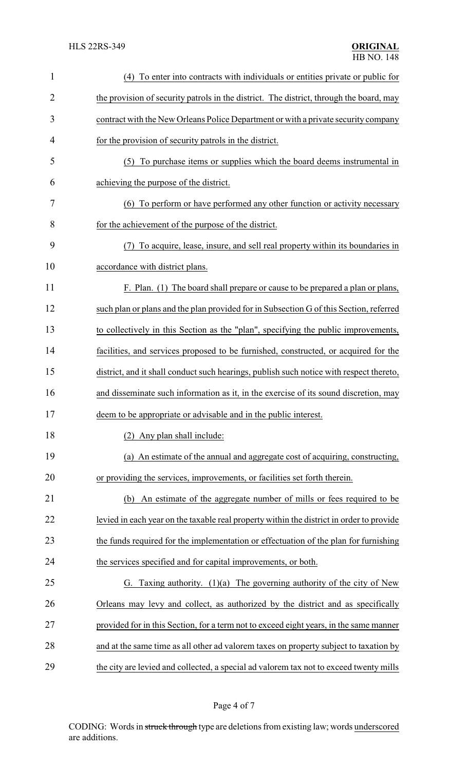(4) To enter into contracts with individuals or entities private or public for the provision of security patrols in the district. The district, through the board, may contract with the New Orleans Police Department or with a private security company for the provision of security patrols in the district.

(5) To purchase items or supplies which the board deems instrumental in achieving the purpose of the district.

(6) To perform or have performed any other function or activity necessary for the achievement of the purpose of the district.

(7) To acquire, lease, insure, and sell real property within its boundaries in accordance with district plans.

F. Plan. (1) The board shall prepare or cause to be prepared a plan or plans, such plan or plans and the plan provided for in Subsection G of this Section, referred to collectively in this Section as the "plan", specifying the public improvements, facilities, and services proposed to be furnished, constructed, or acquired for the district, and it shall conduct such hearings, publish such notice with respect thereto, and disseminate such information as it, in the exercise of its sound discretion, may deem to be appropriate or advisable and in the public interest.

(2) Any plan shall include:

(a) An estimate of the annual and aggregate cost of acquiring, constructing, or providing the services, improvements, or facilities set forth therein.

(b) An estimate of the aggregate number of mills or fees required to be levied in each year on the taxable real property within the district in order to provide the funds required for the implementation or effectuation of the plan for furnishing the services specified and for capital improvements, or both.

G. Taxing authority. (1)(a) The governing authority of the city of New Orleans may levy and collect, as authorized by the district and as specifically provided for in this Section, for a term not to exceed eight years, in the same manner and at the same time as all other ad valorem taxes on property subject to taxation by the city are levied and collected, a special ad valorem tax not to exceed twenty mills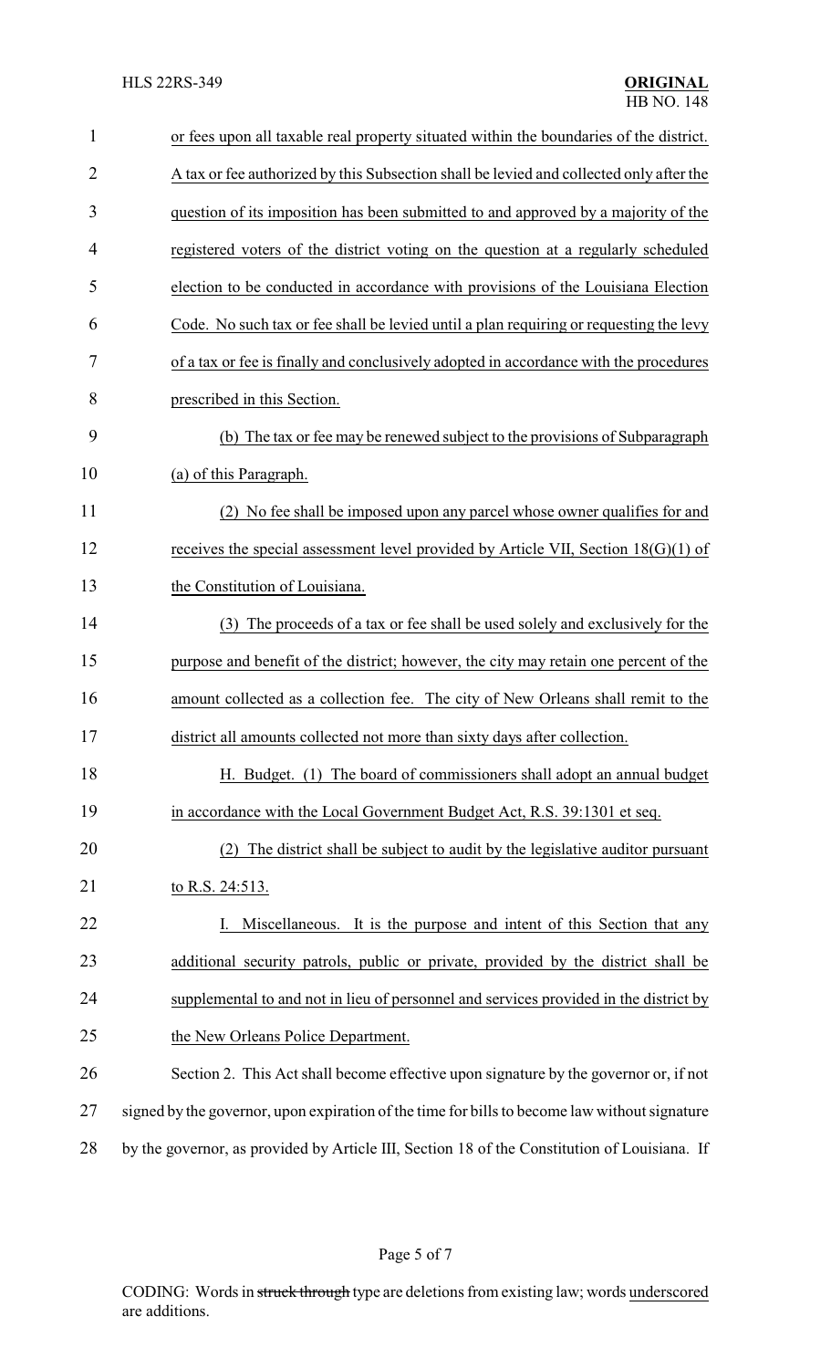or fees upon all taxable real property situated within the boundaries of the district. A tax or fee authorized by this Subsection shall be levied and collected only after the question of its imposition has been submitted to and approved by a majority of the registered voters of the district voting on the question at a regularly scheduled election to be conducted in accordance with provisions of the Louisiana Election Code. No such tax or fee shall be levied until a plan requiring or requesting the levy of a tax or fee is finally and conclusively adopted in accordance with the procedures prescribed in this Section.

(b) The tax or fee may be renewed subject to the provisions of Subparagraph (a) of this Paragraph.

(2) No fee shall be imposed upon any parcel whose owner qualifies for and receives the special assessment level provided by Article VII, Section 18(G)(1) of the Constitution of Louisiana.

(3) The proceeds of a tax or fee shall be used solely and exclusively for the purpose and benefit of the district; however, the city may retain one percent of the amount collected as a collection fee. The city of New Orleans shall remit to the district all amounts collected not more than sixty days after collection.

H. Budget. (1) The board of commissioners shall adopt an annual budget in accordance with the Local Government Budget Act, R.S. 39:1301 et seq.

(2) The district shall be subject to audit by the legislative auditor pursuant to R.S. 24:513.

I. Miscellaneous. It is the purpose and intent of this Section that any additional security patrols, public or private, provided by the district shall be supplemental to and not in lieu of personnel and services provided in the district by the New Orleans Police Department.

Section 2. This Act shall become effective upon signature by the governor or, if not signed by the governor, upon expiration of the time for bills to become law without signature by the governor, as provided by Article III, Section 18 of the Constitution of Louisiana. If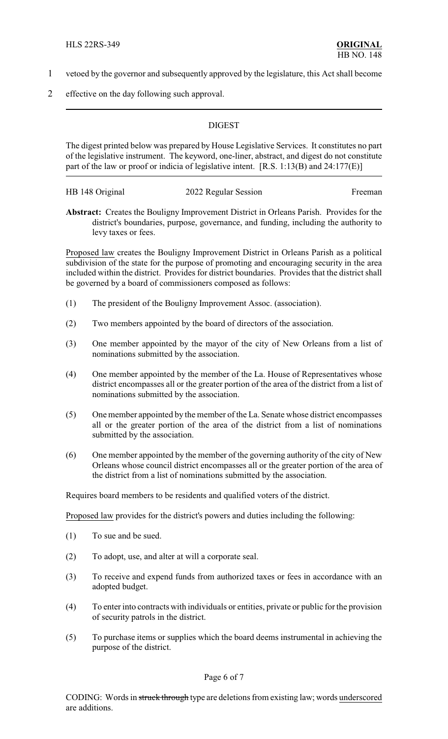vetoed by the governor and subsequently approved by the legislature, this Act shall become effective on the day following such approval.

---

## DIGEST

The digest printed below was prepared by House Legislative Services. It constitutes no part of the legislative instrument. The keyword, one-liner, abstract, and digest do not constitute part of the law or proof or indicia of legislative intent. [R.S. 1:13(B) and 24:177(E)]

| HB 148 Original | 2022 Regular Session | Freeman |
|---|---|---|

**Abstract:** Creates the Bouligny Improvement District in Orleans Parish. Provides for the district's boundaries, purpose, governance, and funding, including the authority to levy taxes or fees.

Proposed law creates the Bouligny Improvement District in Orleans Parish as a political subdivision of the state for the purpose of promoting and encouraging security in the area included within the district. Provides for district boundaries. Provides that the district shall be governed by a board of commissioners composed as follows:

(1) The president of the Bouligny Improvement Assoc. (association).

(2) Two members appointed by the board of directors of the association.

(3) One member appointed by the mayor of the city of New Orleans from a list of nominations submitted by the association.

(4) One member appointed by the member of the La. House of Representatives whose district encompasses all or the greater portion of the area of the district from a list of nominations submitted by the association.

(5) One member appointed by the member of the La. Senate whose district encompasses all or the greater portion of the area of the district from a list of nominations submitted by the association.

(6) One member appointed by the member of the governing authority of the city of New Orleans whose council district encompasses all or the greater portion of the area of the district from a list of nominations submitted by the association.

Requires board members to be residents and qualified voters of the district.

Proposed law provides for the district's powers and duties including the following:

(1) To sue and be sued.

(2) To adopt, use, and alter at will a corporate seal.

(3) To receive and expend funds from authorized taxes or fees in accordance with an adopted budget.

(4) To enter into contracts with individuals or entities, private or public for the provision of security patrols in the district.

(5) To purchase items or supplies which the board deems instrumental in achieving the purpose of the district.

CODING: Words in ~~struck through~~ type are deletions from existing law; words underscored are additions.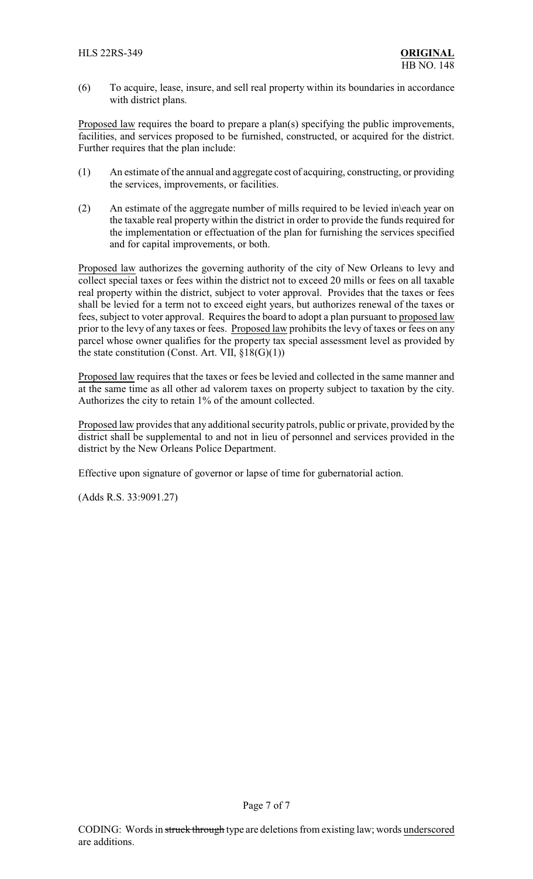(6) To acquire, lease, insure, and sell real property within its boundaries in accordance with district plans.

Proposed law requires the board to prepare a plan(s) specifying the public improvements, facilities, and services proposed to be furnished, constructed, or acquired for the district. Further requires that the plan include:

(1) An estimate of the annual and aggregate cost of acquiring, constructing, or providing the services, improvements, or facilities.

(2) An estimate of the aggregate number of mills required to be levied in\each year on the taxable real property within the district in order to provide the funds required for the implementation or effectuation of the plan for furnishing the services specified and for capital improvements, or both.

Proposed law authorizes the governing authority of the city of New Orleans to levy and collect special taxes or fees within the district not to exceed 20 mills or fees on all taxable real property within the district, subject to voter approval. Provides that the taxes or fees shall be levied for a term not to exceed eight years, but authorizes renewal of the taxes or fees, subject to voter approval. Requires the board to adopt a plan pursuant to proposed law prior to the levy of any taxes or fees. Proposed law prohibits the levy of taxes or fees on any parcel whose owner qualifies for the property tax special assessment level as provided by the state constitution (Const. Art. VII, §18(G)(1))

Proposed law requires that the taxes or fees be levied and collected in the same manner and at the same time as all other ad valorem taxes on property subject to taxation by the city. Authorizes the city to retain 1% of the amount collected.

Proposed law provides that any additional security patrols, public or private, provided by the district shall be supplemental to and not in lieu of personnel and services provided in the district by the New Orleans Police Department.

Effective upon signature of governor or lapse of time for gubernatorial action.

(Adds R.S. 33:9091.27)